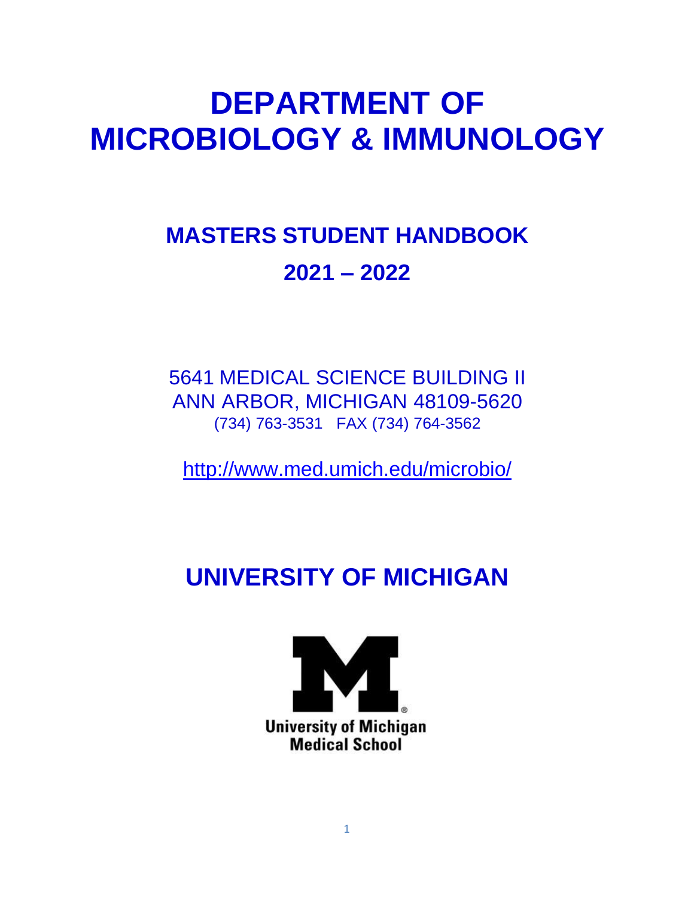# DEPARTMENT OF MICROBIOLOGY & IMMUNOLOGY

## MASTERS STUDENT HANDBOOK

## 2021 – 2022

5641 MEDICAL SCIENCE BUILDING II
ANN ARBOR, MICHIGAN 48109-5620
(734) 763-3531 FAX (734) 764-3562

http://www.med.umich.edu/microbio/

## UNIVERSITY OF MICHIGAN

University of Michigan
Medical School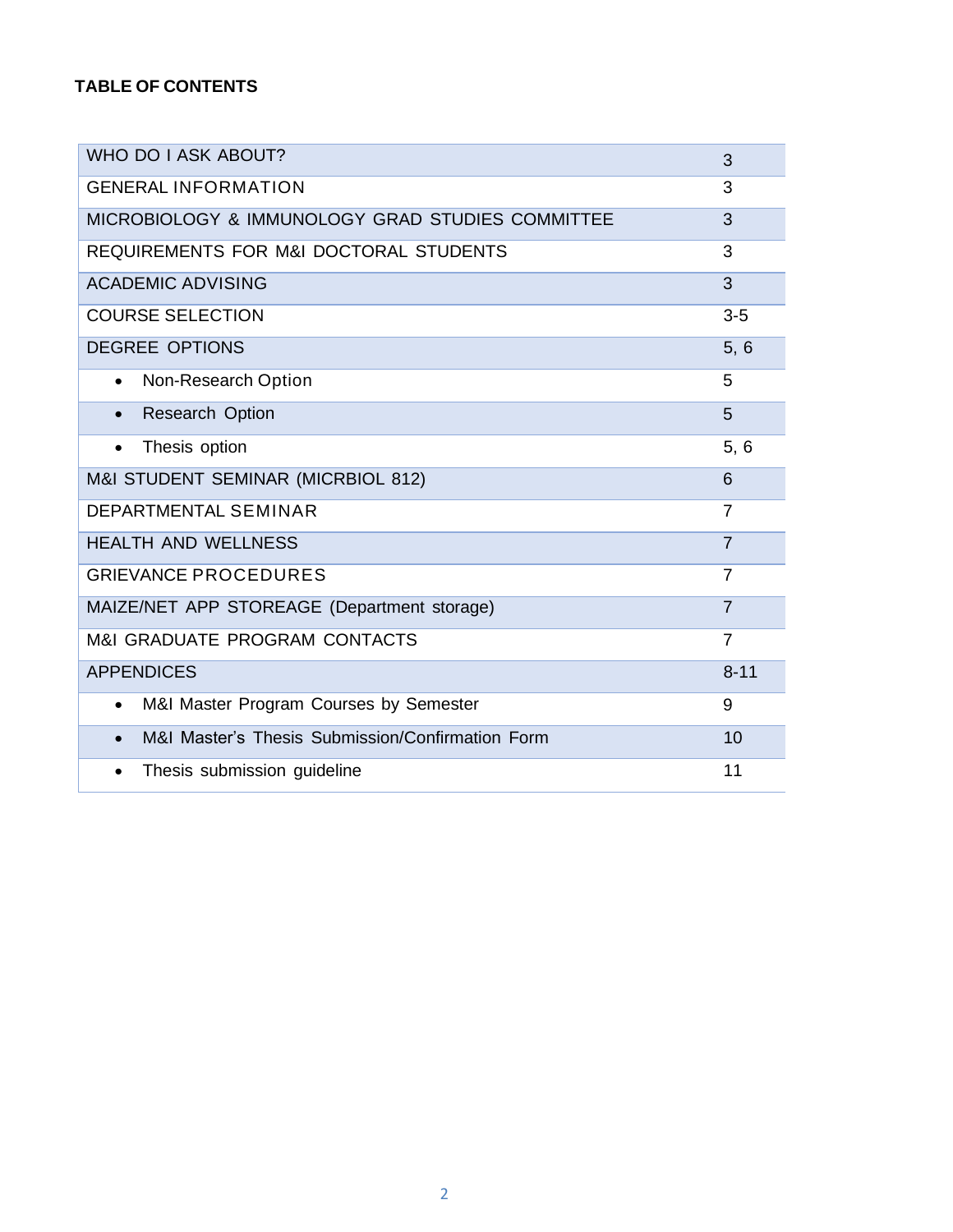**TABLE OF CONTENTS**

| | |
|---|---|
| WHO DO I ASK ABOUT? | 3 |
| GENERAL INFORMATION | 3 |
| MICROBIOLOGY & IMMUNOLOGY GRAD STUDIES COMMITTEE | 3 |
| REQUIREMENTS FOR M&I DOCTORAL STUDENTS | 3 |
| ACADEMIC ADVISING | 3 |
| COURSE SELECTION | 3-5 |
| DEGREE OPTIONS | 5, 6 |
| • Non-Research Option | 5 |
| • Research Option | 5 |
| • Thesis option | 5, 6 |
| M&I STUDENT SEMINAR (MICRBIOL 812) | 6 |
| DEPARTMENTAL SEMINAR | 7 |
| HEALTH AND WELLNESS | 7 |
| GRIEVANCE PROCEDURES | 7 |
| MAIZE/NET APP STOREAGE (Department storage) | 7 |
| M&I GRADUATE PROGRAM CONTACTS | 7 |
| APPENDICES | 8-11 |
| • M&I Master Program Courses by Semester | 9 |
| • M&I Master's Thesis Submission/Confirmation Form | 10 |
| • Thesis submission guideline | 11 |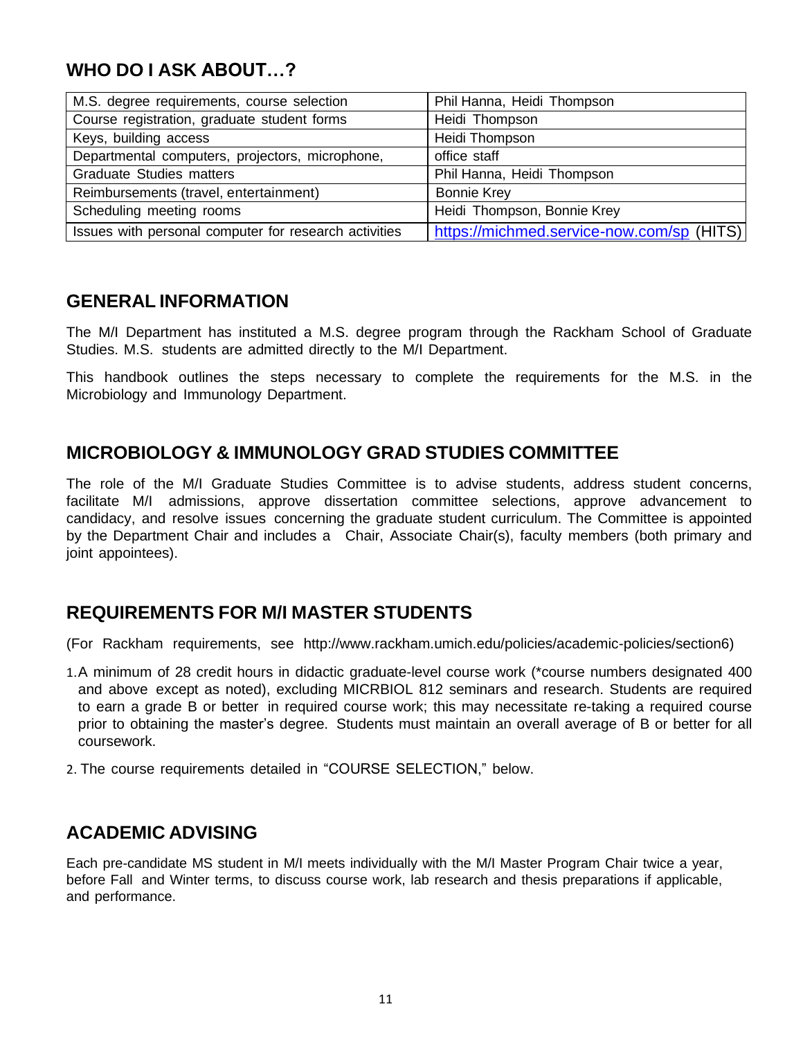## WHO DO I ASK ABOUT…?

| | |
|---|---|
| M.S. degree requirements, course selection | Phil Hanna, Heidi Thompson |
| Course registration, graduate student forms | Heidi Thompson |
| Keys, building access | Heidi Thompson |
| Departmental computers, projectors, microphone, | office staff |
| Graduate Studies matters | Phil Hanna, Heidi Thompson |
| Reimbursements (travel, entertainment) | Bonnie Krey |
| Scheduling meeting rooms | Heidi Thompson, Bonnie Krey |
| Issues with personal computer for research activities | https://michmed.service-now.com/sp (HITS) |

## GENERAL INFORMATION

The M/I Department has instituted a M.S. degree program through the Rackham School of Graduate Studies. M.S. students are admitted directly to the M/I Department.

This handbook outlines the steps necessary to complete the requirements for the M.S. in the Microbiology and Immunology Department.

## MICROBIOLOGY & IMMUNOLOGY GRAD STUDIES COMMITTEE

The role of the M/I Graduate Studies Committee is to advise students, address student concerns, facilitate M/I admissions, approve dissertation committee selections, approve advancement to candidacy, and resolve issues concerning the graduate student curriculum. The Committee is appointed by the Department Chair and includes a Chair, Associate Chair(s), faculty members (both primary and joint appointees).

## REQUIREMENTS FOR M/I MASTER STUDENTS

(For Rackham requirements, see http://www.rackham.umich.edu/policies/academic-policies/section6)

1. A minimum of 28 credit hours in didactic graduate-level course work (*course numbers designated 400 and above except as noted), excluding MICRBIOL 812 seminars and research. Students are required to earn a grade B or better in required course work; this may necessitate re-taking a required course prior to obtaining the master's degree. Students must maintain an overall average of B or better for all coursework.
2. The course requirements detailed in "COURSE SELECTION," below.

## ACADEMIC ADVISING

Each pre-candidate MS student in M/I meets individually with the M/I Master Program Chair twice a year, before Fall and Winter terms, to discuss course work, lab research and thesis preparations if applicable, and performance.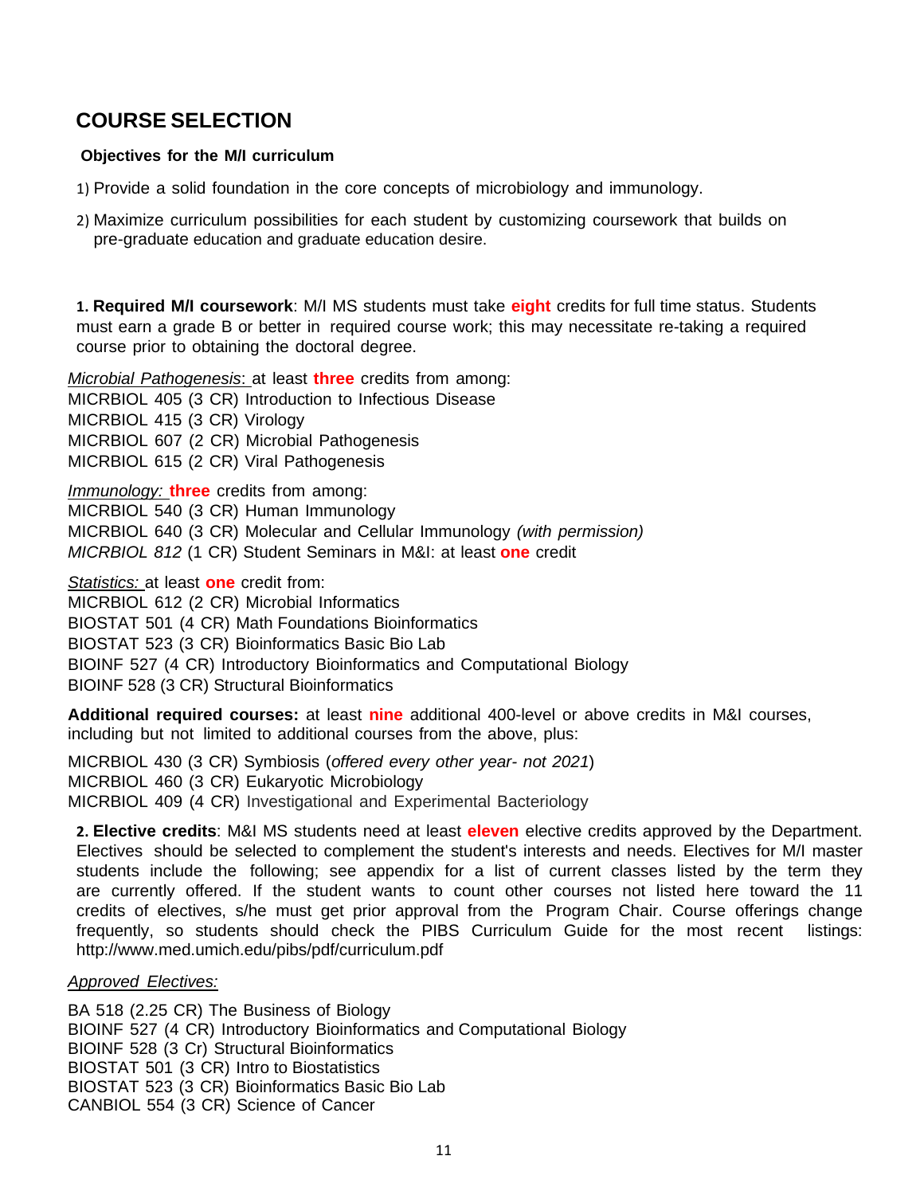## COURSE SELECTION

**Objectives for the M/I curriculum**

1) Provide a solid foundation in the core concepts of microbiology and immunology.

2) Maximize curriculum possibilities for each student by customizing coursework that builds on pre-graduate education and graduate education desire.

**1. Required M/I coursework**: M/I MS students must take **eight** credits for full time status. Students must earn a grade B or better in required course work; this may necessitate re-taking a required course prior to obtaining the doctoral degree.

*Microbial Pathogenesis*: at least **three** credits from among:
MICRBIOL 405 (3 CR) Introduction to Infectious Disease
MICRBIOL 415 (3 CR) Virology
MICRBIOL 607 (2 CR) Microbial Pathogenesis
MICRBIOL 615 (2 CR) Viral Pathogenesis

*Immunology:* **three** credits from among:
MICRBIOL 540 (3 CR) Human Immunology
MICRBIOL 640 (3 CR) Molecular and Cellular Immunology *(with permission)*
*MICRBIOL 812* (1 CR) Student Seminars in M&I: at least **one** credit

*Statistics:* at least **one** credit from:
MICRBIOL 612 (2 CR) Microbial Informatics
BIOSTAT 501 (4 CR) Math Foundations Bioinformatics
BIOSTAT 523 (3 CR) Bioinformatics Basic Bio Lab
BIOINF 527 (4 CR) Introductory Bioinformatics and Computational Biology
BIOINF 528 (3 CR) Structural Bioinformatics

**Additional required courses:** at least **nine** additional 400-level or above credits in M&I courses, including but not limited to additional courses from the above, plus:

MICRBIOL 430 (3 CR) Symbiosis (*offered every other year- not 2021*)
MICRBIOL 460 (3 CR) Eukaryotic Microbiology
MICRBIOL 409 (4 CR) Investigational and Experimental Bacteriology

**2. Elective credits**: M&I MS students need at least **eleven** elective credits approved by the Department. Electives should be selected to complement the student's interests and needs. Electives for M/I master students include the following; see appendix for a list of current classes listed by the term they are currently offered. If the student wants to count other courses not listed here toward the 11 credits of electives, s/he must get prior approval from the Program Chair. Course offerings change frequently, so students should check the PIBS Curriculum Guide for the most recent listings: http://www.med.umich.edu/pibs/pdf/curriculum.pdf

*Approved Electives:*

BA 518 (2.25 CR) The Business of Biology
BIOINF 527 (4 CR) Introductory Bioinformatics and Computational Biology
BIOINF 528 (3 Cr) Structural Bioinformatics
BIOSTAT 501 (3 CR) Intro to Biostatistics
BIOSTAT 523 (3 CR) Bioinformatics Basic Bio Lab
CANBIOL 554 (3 CR) Science of Cancer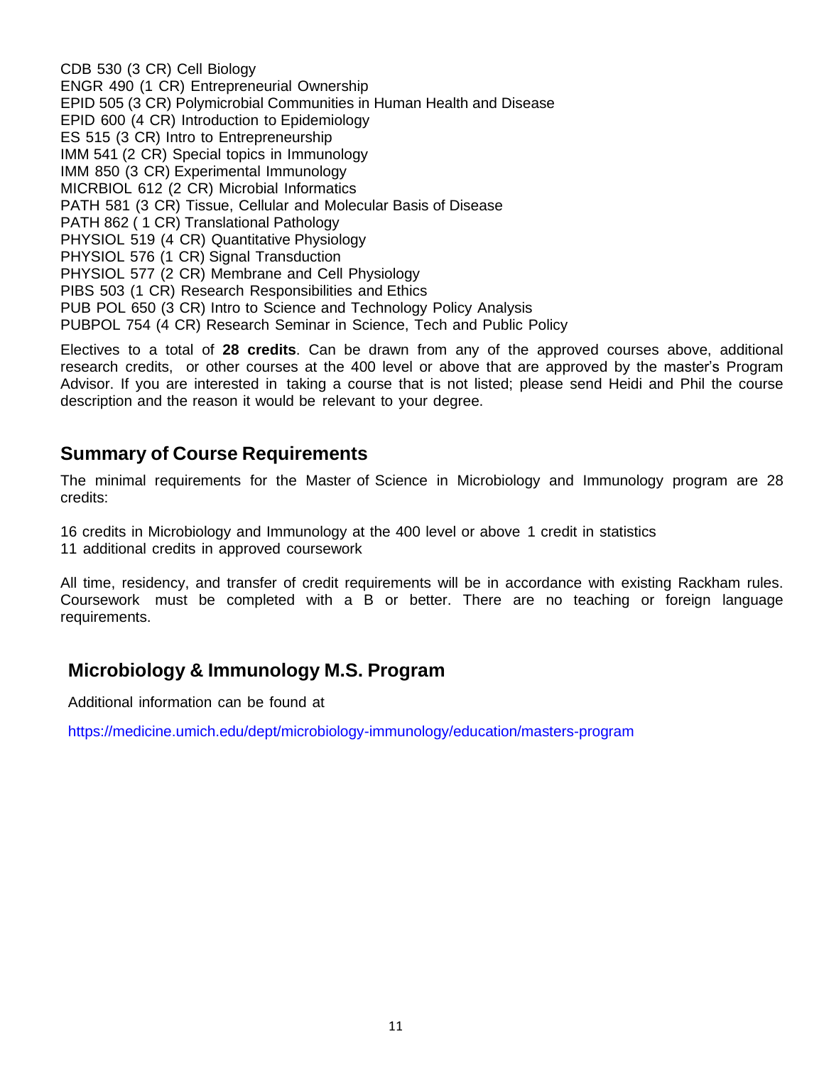CDB 530 (3 CR) Cell Biology  
ENGR 490 (1 CR) Entrepreneurial Ownership  
EPID 505 (3 CR) Polymicrobial Communities in Human Health and Disease  
EPID 600 (4 CR) Introduction to Epidemiology  
ES 515 (3 CR) Intro to Entrepreneurship  
IMM 541 (2 CR) Special topics in Immunology  
IMM 850 (3 CR) Experimental Immunology  
MICRBIOL 612 (2 CR) Microbial Informatics  
PATH 581 (3 CR) Tissue, Cellular and Molecular Basis of Disease  
PATH 862 ( 1 CR) Translational Pathology  
PHYSIOL 519 (4 CR) Quantitative Physiology  
PHYSIOL 576 (1 CR) Signal Transduction  
PHYSIOL 577 (2 CR) Membrane and Cell Physiology  
PIBS 503 (1 CR) Research Responsibilities and Ethics  
PUB POL 650 (3 CR) Intro to Science and Technology Policy Analysis  
PUBPOL 754 (4 CR) Research Seminar in Science, Tech and Public Policy

Electives to a total of **28 credits**. Can be drawn from any of the approved courses above, additional research credits, or other courses at the 400 level or above that are approved by the master's Program Advisor. If you are interested in taking a course that is not listed; please send Heidi and Phil the course description and the reason it would be relevant to your degree.

## Summary of Course Requirements

The minimal requirements for the Master of Science in Microbiology and Immunology program are 28 credits:

16 credits in Microbiology and Immunology at the 400 level or above 1 credit in statistics  
11 additional credits in approved coursework

All time, residency, and transfer of credit requirements will be in accordance with existing Rackham rules. Coursework must be completed with a B or better. There are no teaching or foreign language requirements.

## Microbiology & Immunology M.S. Program

Additional information can be found at

https://medicine.umich.edu/dept/microbiology-immunology/education/masters-program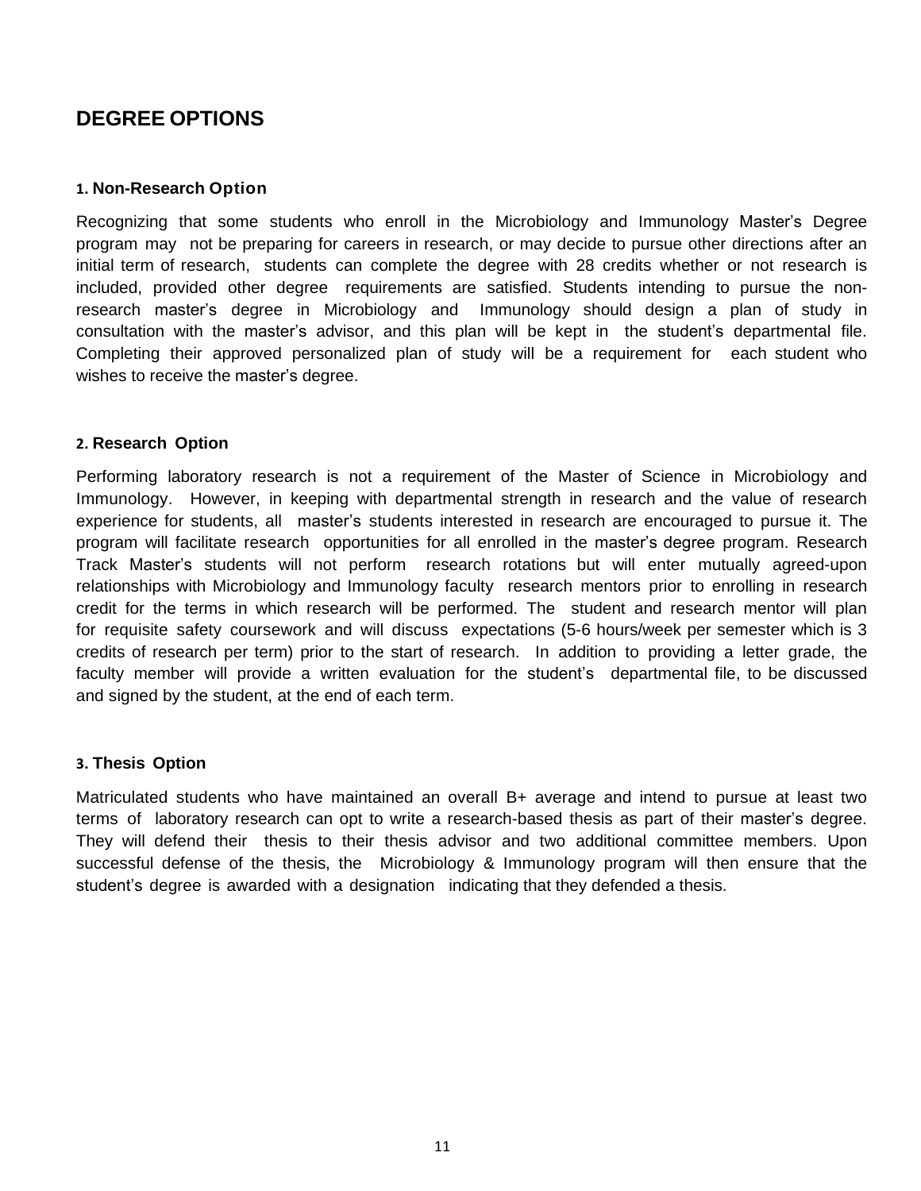## DEGREE OPTIONS

### 1. Non-Research Option

Recognizing that some students who enroll in the Microbiology and Immunology Master's Degree program may not be preparing for careers in research, or may decide to pursue other directions after an initial term of research, students can complete the degree with 28 credits whether or not research is included, provided other degree requirements are satisfied. Students intending to pursue the non-research master's degree in Microbiology and Immunology should design a plan of study in consultation with the master's advisor, and this plan will be kept in the student's departmental file. Completing their approved personalized plan of study will be a requirement for each student who wishes to receive the master's degree.

### 2. Research Option

Performing laboratory research is not a requirement of the Master of Science in Microbiology and Immunology. However, in keeping with departmental strength in research and the value of research experience for students, all master's students interested in research are encouraged to pursue it. The program will facilitate research opportunities for all enrolled in the master's degree program. Research Track Master's students will not perform research rotations but will enter mutually agreed-upon relationships with Microbiology and Immunology faculty research mentors prior to enrolling in research credit for the terms in which research will be performed. The student and research mentor will plan for requisite safety coursework and will discuss expectations (5-6 hours/week per semester which is 3 credits of research per term) prior to the start of research. In addition to providing a letter grade, the faculty member will provide a written evaluation for the student's departmental file, to be discussed and signed by the student, at the end of each term.

### 3. Thesis Option

Matriculated students who have maintained an overall B+ average and intend to pursue at least two terms of laboratory research can opt to write a research-based thesis as part of their master's degree. They will defend their thesis to their thesis advisor and two additional committee members. Upon successful defense of the thesis, the Microbiology & Immunology program will then ensure that the student's degree is awarded with a designation indicating that they defended a thesis.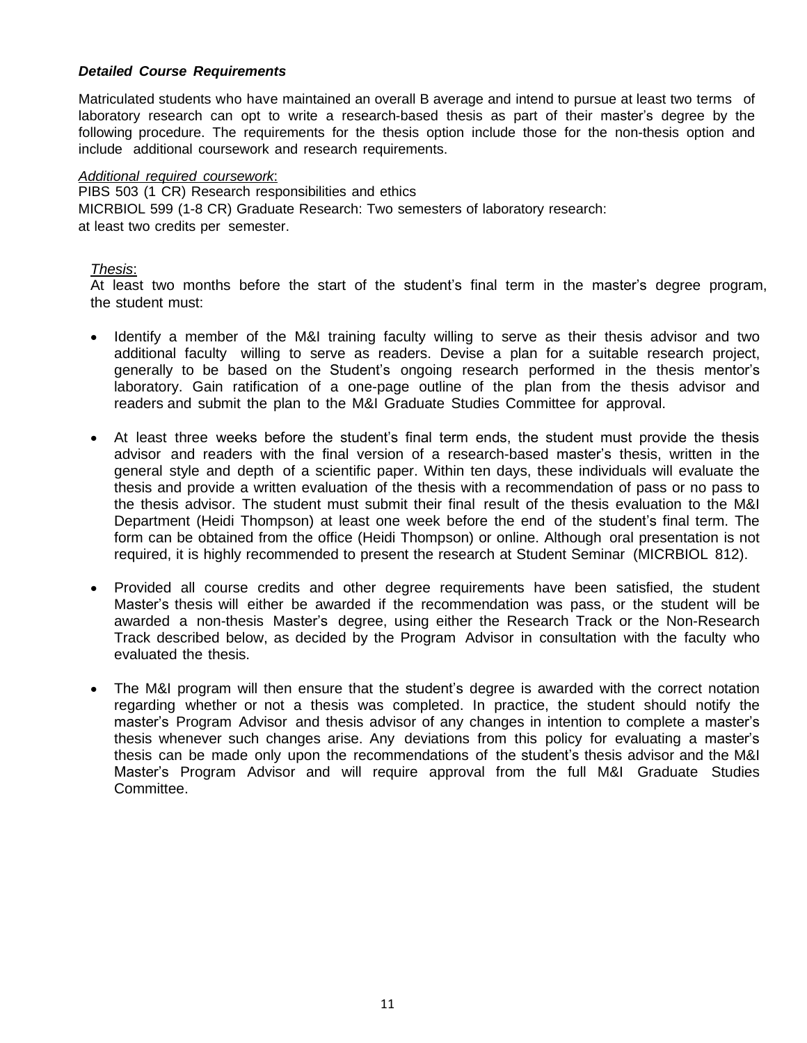***Detailed Course Requirements***

Matriculated students who have maintained an overall B average and intend to pursue at least two terms of laboratory research can opt to write a research-based thesis as part of their master's degree by the following procedure. The requirements for the thesis option include those for the non-thesis option and include additional coursework and research requirements.

*Additional required coursework*:

PIBS 503 (1 CR) Research responsibilities and ethics
MICRBIOL 599 (1-8 CR) Graduate Research: Two semesters of laboratory research: at least two credits per semester.

*Thesis*:

At least two months before the start of the student's final term in the master's degree program, the student must:

- Identify a member of the M&I training faculty willing to serve as their thesis advisor and two additional faculty willing to serve as readers. Devise a plan for a suitable research project, generally to be based on the Student's ongoing research performed in the thesis mentor's laboratory. Gain ratification of a one-page outline of the plan from the thesis advisor and readers and submit the plan to the M&I Graduate Studies Committee for approval.
- At least three weeks before the student's final term ends, the student must provide the thesis advisor and readers with the final version of a research-based master's thesis, written in the general style and depth of a scientific paper. Within ten days, these individuals will evaluate the thesis and provide a written evaluation of the thesis with a recommendation of pass or no pass to the thesis advisor. The student must submit their final result of the thesis evaluation to the M&I Department (Heidi Thompson) at least one week before the end of the student's final term. The form can be obtained from the office (Heidi Thompson) or online. Although oral presentation is not required, it is highly recommended to present the research at Student Seminar (MICRBIOL 812).
- Provided all course credits and other degree requirements have been satisfied, the student Master's thesis will either be awarded if the recommendation was pass, or the student will be awarded a non-thesis Master's degree, using either the Research Track or the Non-Research Track described below, as decided by the Program Advisor in consultation with the faculty who evaluated the thesis.
- The M&I program will then ensure that the student's degree is awarded with the correct notation regarding whether or not a thesis was completed. In practice, the student should notify the master's Program Advisor and thesis advisor of any changes in intention to complete a master's thesis whenever such changes arise. Any deviations from this policy for evaluating a master's thesis can be made only upon the recommendations of the student's thesis advisor and the M&I Master's Program Advisor and will require approval from the full M&I Graduate Studies Committee.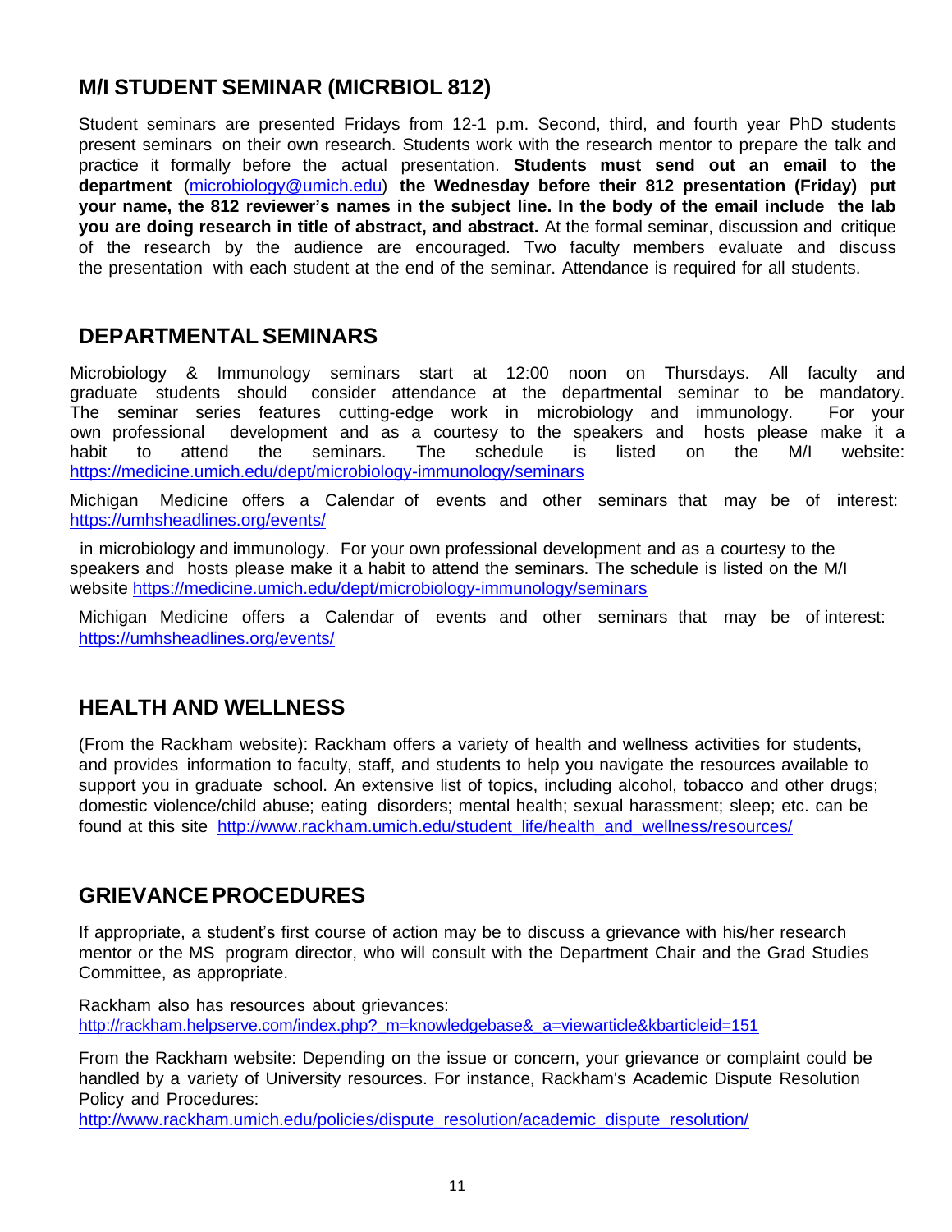## M/I STUDENT SEMINAR (MICRBIOL 812)

Student seminars are presented Fridays from 12-1 p.m. Second, third, and fourth year PhD students present seminars on their own research. Students work with the research mentor to prepare the talk and practice it formally before the actual presentation. **Students must send out an email to the department** (microbiology@umich.edu) **the Wednesday before their 812 presentation (Friday) put your name, the 812 reviewer's names in the subject line. In the body of the email include the lab you are doing research in title of abstract, and abstract.** At the formal seminar, discussion and critique of the research by the audience are encouraged. Two faculty members evaluate and discuss the presentation with each student at the end of the seminar. Attendance is required for all students.

## DEPARTMENTAL SEMINARS

Microbiology & Immunology seminars start at 12:00 noon on Thursdays. All faculty and graduate students should consider attendance at the departmental seminar to be mandatory. The seminar series features cutting-edge work in microbiology and immunology. For your own professional development and as a courtesy to the speakers and hosts please make it a habit to attend the seminars. The schedule is listed on the M/I website: https://medicine.umich.edu/dept/microbiology-immunology/seminars

Michigan Medicine offers a Calendar of events and other seminars that may be of interest: https://umhsheadlines.org/events/

in microbiology and immunology. For your own professional development and as a courtesy to the speakers and hosts please make it a habit to attend the seminars. The schedule is listed on the M/I website https://medicine.umich.edu/dept/microbiology-immunology/seminars

Michigan Medicine offers a Calendar of events and other seminars that may be of interest: https://umhsheadlines.org/events/

## HEALTH AND WELLNESS

(From the Rackham website): Rackham offers a variety of health and wellness activities for students, and provides information to faculty, staff, and students to help you navigate the resources available to support you in graduate school. An extensive list of topics, including alcohol, tobacco and other drugs; domestic violence/child abuse; eating disorders; mental health; sexual harassment; sleep; etc. can be found at this site http://www.rackham.umich.edu/student_life/health_and_wellness/resources/

## GRIEVANCE PROCEDURES

If appropriate, a student's first course of action may be to discuss a grievance with his/her research mentor or the MS program director, who will consult with the Department Chair and the Grad Studies Committee, as appropriate.

Rackham also has resources about grievances:
http://rackham.helpserve.com/index.php?_m=knowledgebase&_a=viewarticle&kbarticleid=151

From the Rackham website: Depending on the issue or concern, your grievance or complaint could be handled by a variety of University resources. For instance, Rackham's Academic Dispute Resolution Policy and Procedures:
http://www.rackham.umich.edu/policies/dispute_resolution/academic_dispute_resolution/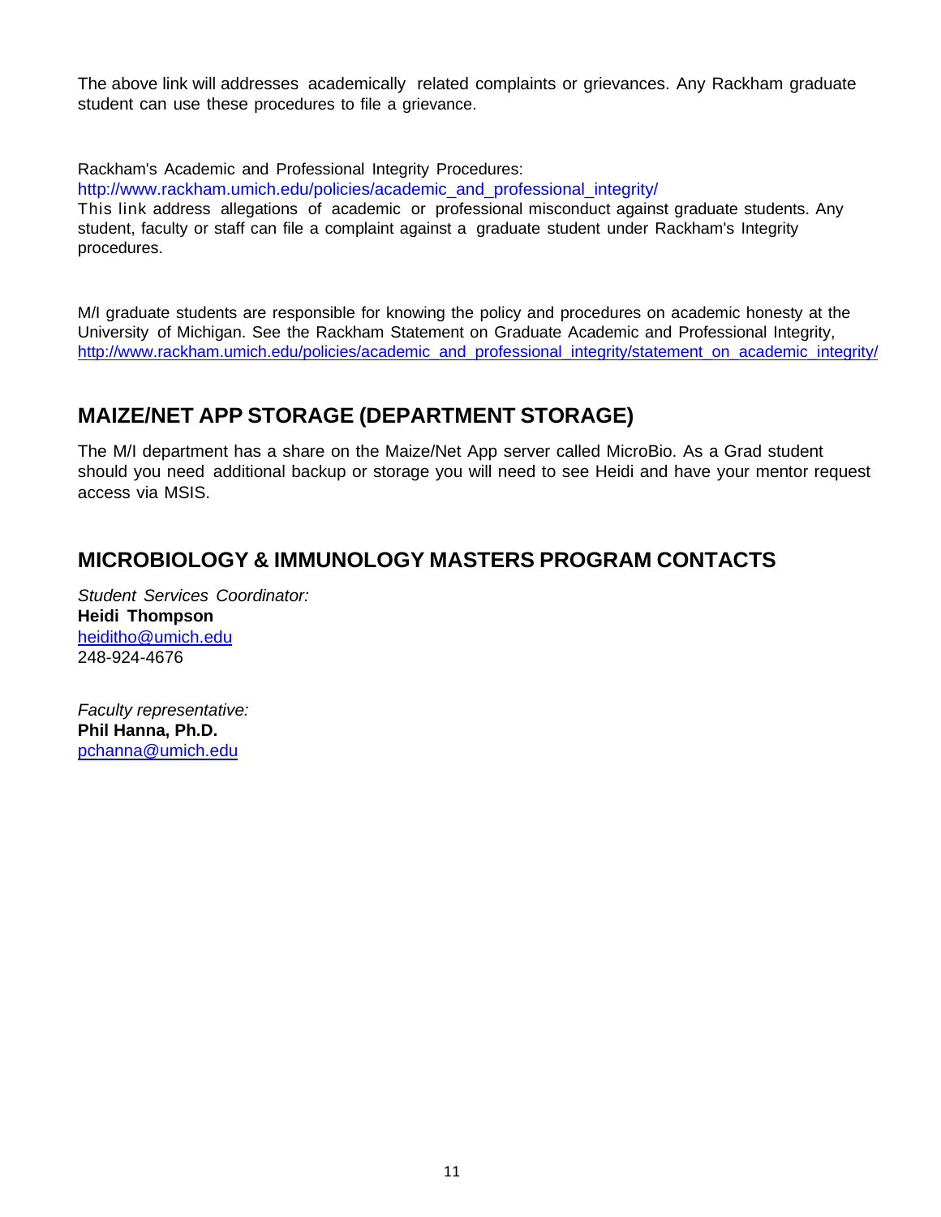The above link will addresses academically related complaints or grievances. Any Rackham graduate student can use these procedures to file a grievance.

Rackham's Academic and Professional Integrity Procedures:
http://www.rackham.umich.edu/policies/academic_and_professional_integrity/
This link address allegations of academic or professional misconduct against graduate students. Any student, faculty or staff can file a complaint against a graduate student under Rackham's Integrity procedures.

M/I graduate students are responsible for knowing the policy and procedures on academic honesty at the University of Michigan. See the Rackham Statement on Graduate Academic and Professional Integrity, http://www.rackham.umich.edu/policies/academic_and_professional_integrity/statement_on_academic_integrity/

## MAIZE/NET APP STORAGE (DEPARTMENT STORAGE)

The M/I department has a share on the Maize/Net App server called MicroBio. As a Grad student should you need additional backup or storage you will need to see Heidi and have your mentor request access via MSIS.

## MICROBIOLOGY & IMMUNOLOGY MASTERS PROGRAM CONTACTS

*Student Services Coordinator:*
**Heidi Thompson**
heiditho@umich.edu
248-924-4676

*Faculty representative:*
**Phil Hanna, Ph.D.**
pchanna@umich.edu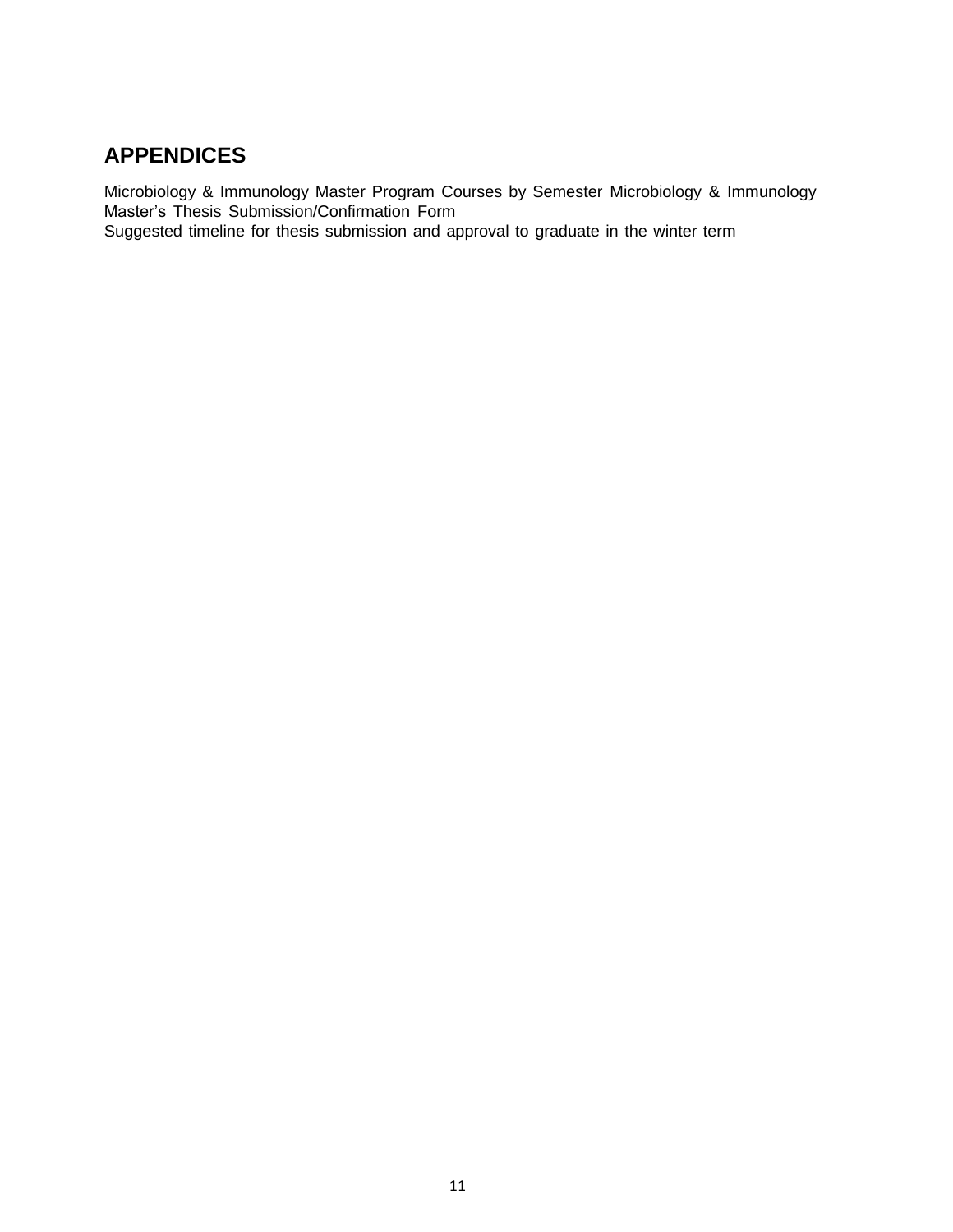## APPENDICES

Microbiology & Immunology Master Program Courses by Semester Microbiology & Immunology Master's Thesis Submission/Confirmation Form
Suggested timeline for thesis submission and approval to graduate in the winter term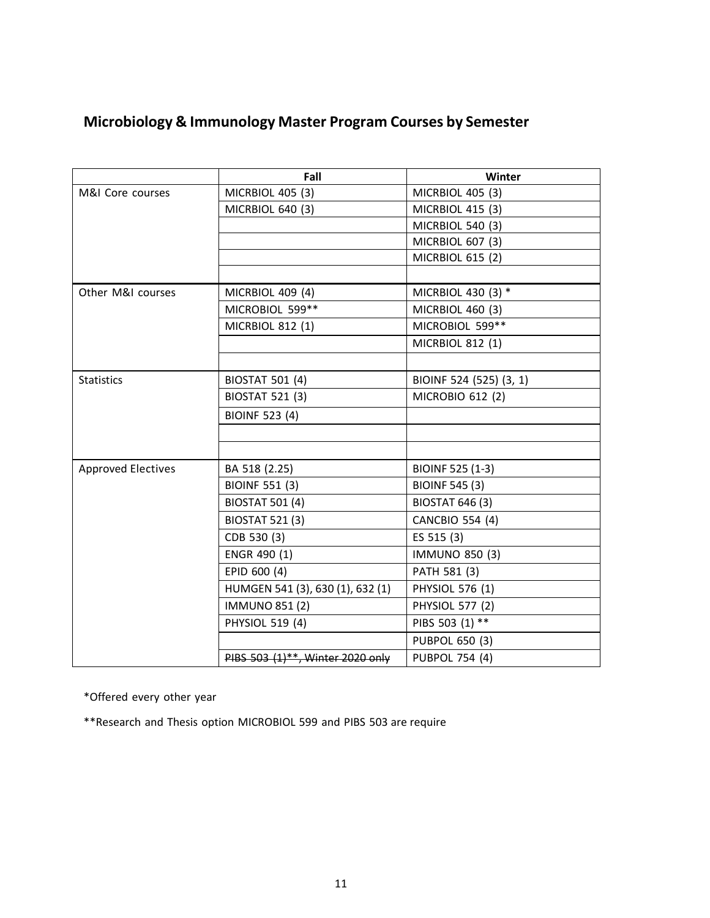## Microbiology & Immunology Master Program Courses by Semester

| | Fall | Winter |
|---|---|---|
| M&I Core courses | MICRBIOL 405 (3) | MICRBIOL 405 (3) |
| | MICRBIOL 640 (3) | MICRBIOL 415 (3) |
| | | MICRBIOL 540 (3) |
| | | MICRBIOL 607 (3) |
| | | MICRBIOL 615 (2) |
| | | |
| Other M&I courses | MICRBIOL 409 (4) | MICRBIOL 430 (3) * |
| | MICROBIOL 599** | MICRBIOL 460 (3) |
| | MICRBIOL 812 (1) | MICROBIOL 599** |
| | | MICRBIOL 812 (1) |
| | | |
| Statistics | BIOSTAT 501 (4) | BIOINF 524 (525) (3, 1) |
| | BIOSTAT 521 (3) | MICROBIO 612 (2) |
| | BIOINF 523 (4) | |
| | | |
| | | |
| Approved Electives | BA 518 (2.25) | BIOINF 525 (1-3) |
| | BIOINF 551 (3) | BIOINF 545 (3) |
| | BIOSTAT 501 (4) | BIOSTAT 646 (3) |
| | BIOSTAT 521 (3) | CANCBIO 554 (4) |
| | CDB 530 (3) | ES 515 (3) |
| | ENGR 490 (1) | IMMUNO 850 (3) |
| | EPID 600 (4) | PATH 581 (3) |
| | HUMGEN 541 (3), 630 (1), 632 (1) | PHYSIOL 576 (1) |
| | IMMUNO 851 (2) | PHYSIOL 577 (2) |
| | PHYSIOL 519 (4) | PIBS 503 (1) ** |
| | | PUBPOL 650 (3) |
| | ~~PIBS 503 (1)**, Winter 2020 only~~ | PUBPOL 754 (4) |

*Offered every other year

**Research and Thesis option MICROBIOL 599 and PIBS 503 are require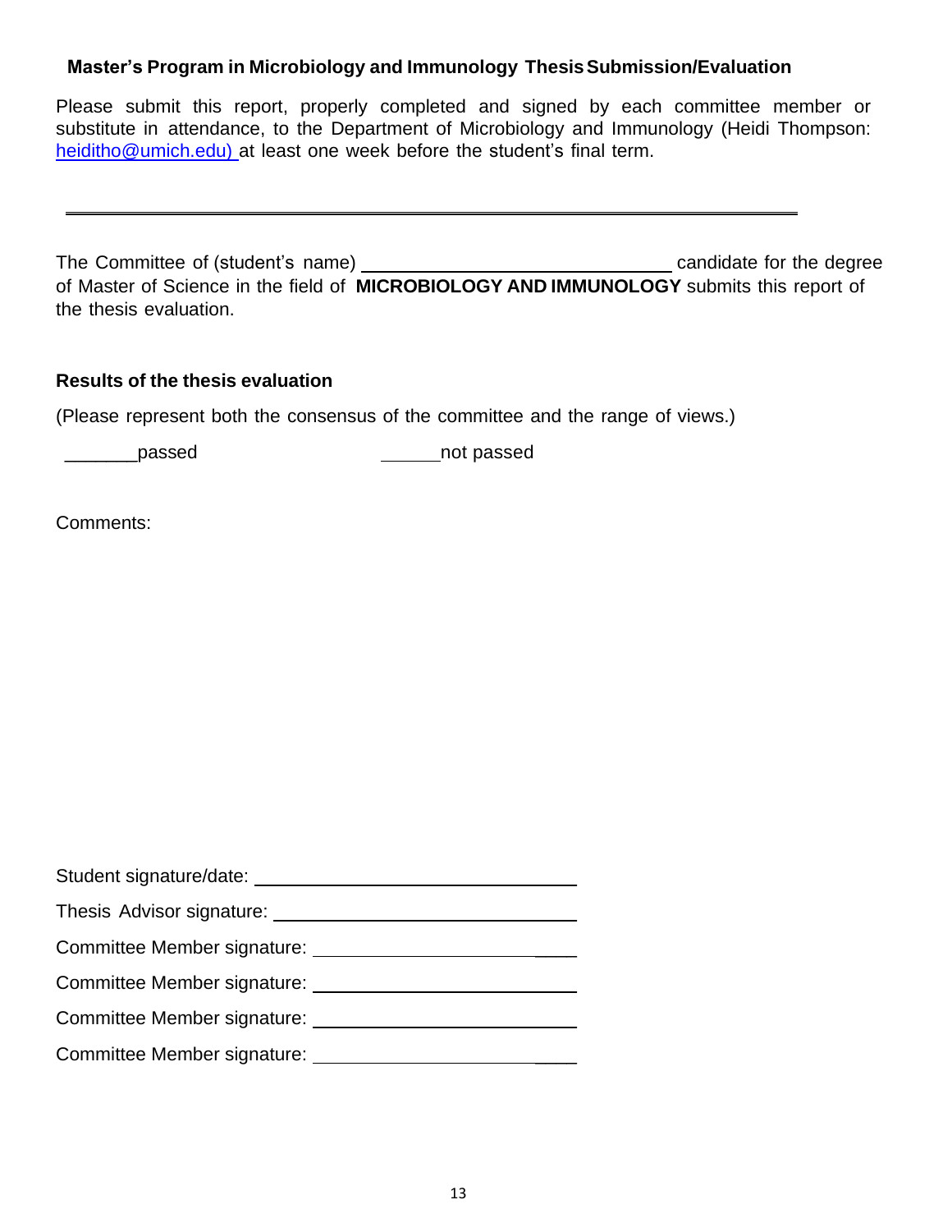### Master's Program in Microbiology and Immunology Thesis Submission/Evaluation

Please submit this report, properly completed and signed by each committee member or substitute in attendance, to the Department of Microbiology and Immunology (Heidi Thompson: heiditho@umich.edu) at least one week before the student's final term.

---

The Committee of (student's name) ______________________________ candidate for the degree of Master of Science in the field of **MICROBIOLOGY AND IMMUNOLOGY** submits this report of the thesis evaluation.

**Results of the thesis evaluation**

(Please represent both the consensus of the committee and the range of views.)

_______passed                     ______not passed

Comments:

Student signature/date: ______________________________

Thesis Advisor signature: ______________________________

Committee Member signature: ______________________________

Committee Member signature: ______________________________

Committee Member signature: ______________________________

Committee Member signature: ______________________________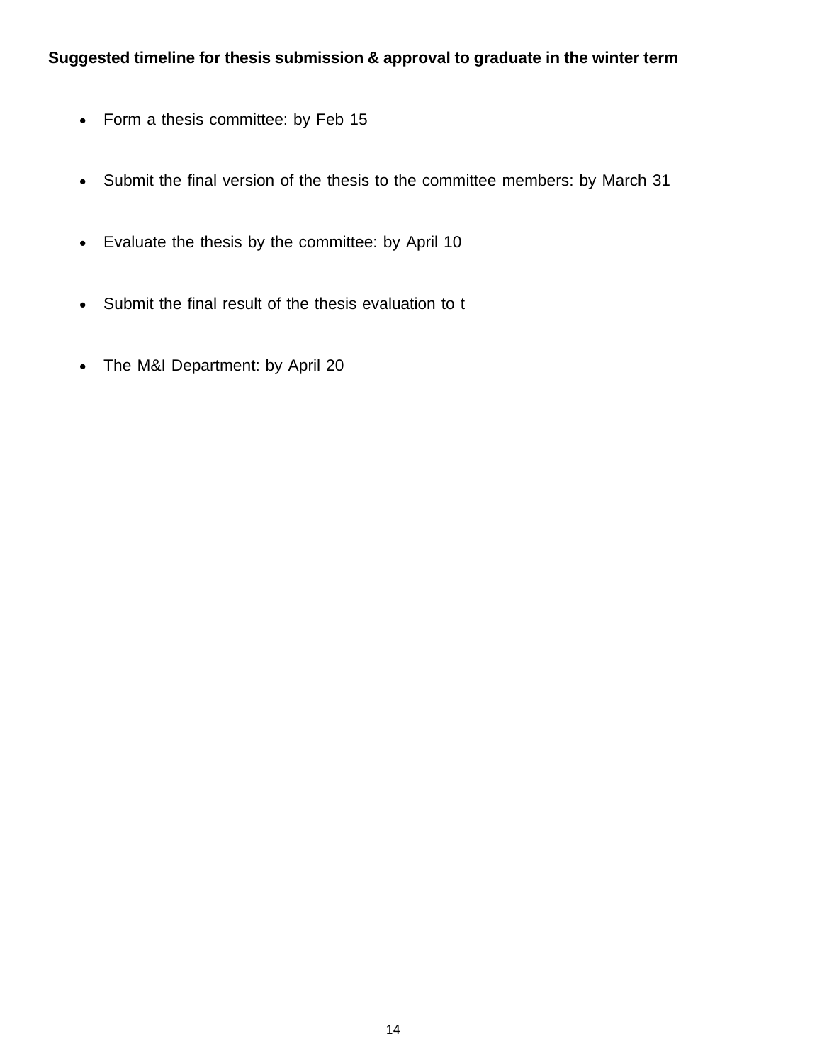**Suggested timeline for thesis submission & approval to graduate in the winter term**

- Form a thesis committee: by Feb 15
- Submit the final version of the thesis to the committee members: by March 31
- Evaluate the thesis by the committee: by April 10
- Submit the final result of the thesis evaluation to t
- The M&I Department: by April 20